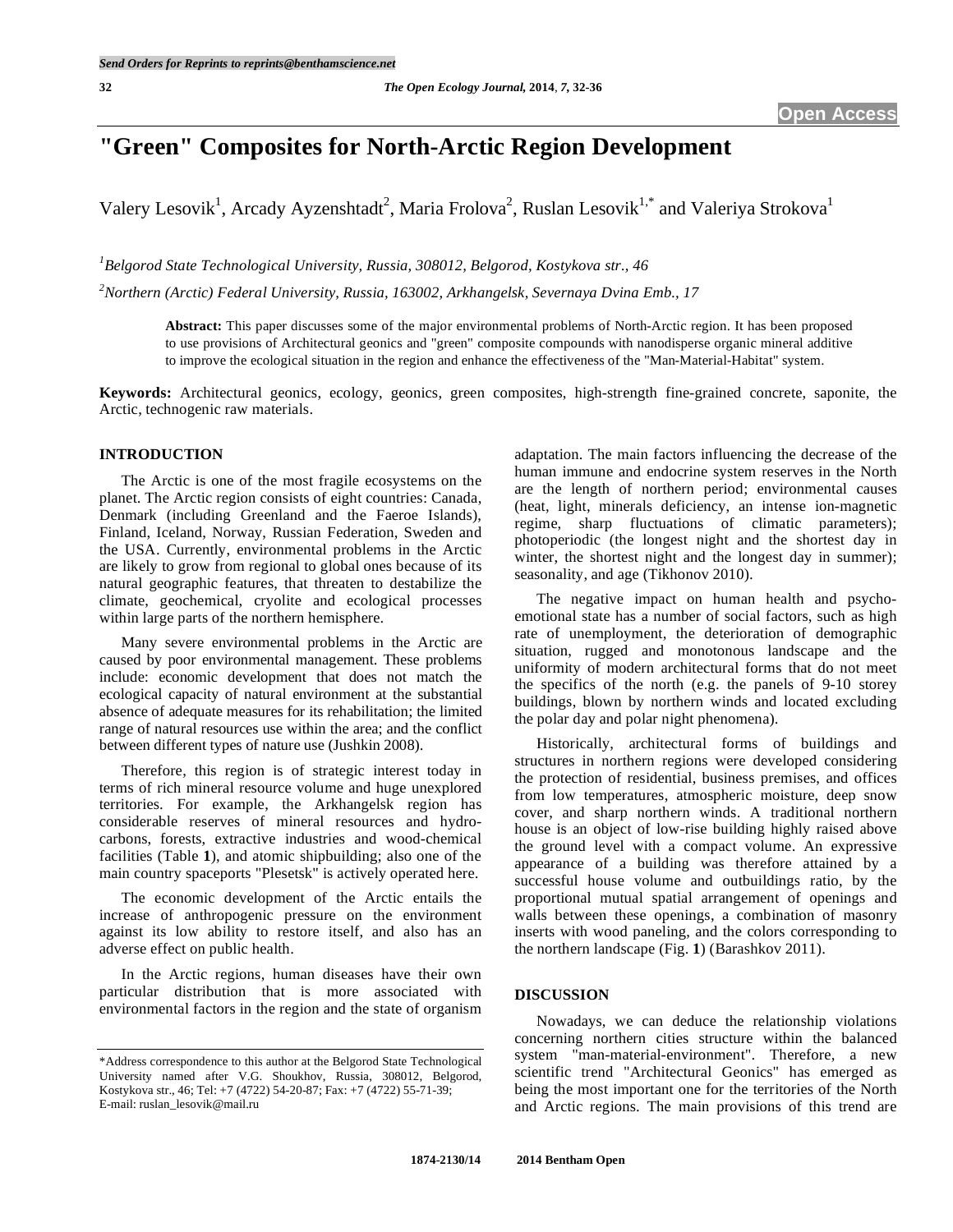# "Green" Composites for North-Arctic Region Development

Valery Lesovik[1], Arcady Ayzenshtadt[2], Maria Frolova[2], Ruslan Lesovik[1,*] and Valeriya Strokova[1]

[1]*Belgorod State Technological University, Russia, 308012, Belgorod, Kostykova str., 46*

[2]*Northern (Arctic) Federal University, Russia, 163002, Arkhangelsk, Severnaya Dvina Emb., 17*

**Abstract:** This paper discusses some of the major environmental problems of North-Arctic region. It has been proposed to use provisions of Architectural geonics and "green" composite compounds with nanodisperse organic mineral additive to improve the ecological situation in the region and enhance the effectiveness of the "Man-Material-Habitat" system.

**Keywords:** Architectural geonics, ecology, geonics, green composites, high-strength fine-grained concrete, saponite, the Arctic, technogenic raw materials.

## INTRODUCTION

The Arctic is one of the most fragile ecosystems on the planet. The Arctic region consists of eight countries: Canada, Denmark (including Greenland and the Faeroe Islands), Finland, Iceland, Norway, Russian Federation, Sweden and the USA. Currently, environmental problems in the Arctic are likely to grow from regional to global ones because of its natural geographic features, that threaten to destabilize the climate, geochemical, cryolite and ecological processes within large parts of the northern hemisphere.

Many severe environmental problems in the Arctic are caused by poor environmental management. These problems include: economic development that does not match the ecological capacity of natural environment at the substantial absence of adequate measures for its rehabilitation; the limited range of natural resources use within the area; and the conflict between different types of nature use (Jushkin 2008).

Therefore, this region is of strategic interest today in terms of rich mineral resource volume and huge unexplored territories. For example, the Arkhangelsk region has considerable reserves of mineral resources and hydrocarbons, forests, extractive industries and wood-chemical facilities (Table **1**), and atomic shipbuilding; also one of the main country spaceports "Plesetsk" is actively operated here.

The economic development of the Arctic entails the increase of anthropogenic pressure on the environment against its low ability to restore itself, and also has an adverse effect on public health.

In the Arctic regions, human diseases have their own particular distribution that is more associated with environmental factors in the region and the state of organism adaptation. The main factors influencing the decrease of the human immune and endocrine system reserves in the North are the length of northern period; environmental causes (heat, light, minerals deficiency, an intense ion-magnetic regime, sharp fluctuations of climatic parameters); photoperiodic (the longest night and the shortest day in winter, the shortest night and the longest day in summer); seasonality, and age (Tikhonov 2010).

The negative impact on human health and psycho-emotional state has a number of social factors, such as high rate of unemployment, the deterioration of demographic situation, rugged and monotonous landscape and the uniformity of modern architectural forms that do not meet the specifics of the north (e.g. the panels of 9-10 storey buildings, blown by northern winds and located excluding the polar day and polar night phenomena).

Historically, architectural forms of buildings and structures in northern regions were developed considering the protection of residential, business premises, and offices from low temperatures, atmospheric moisture, deep snow cover, and sharp northern winds. A traditional northern house is an object of low-rise building highly raised above the ground level with a compact volume. An expressive appearance of a building was therefore attained by a successful house volume and outbuildings ratio, by the proportional mutual spatial arrangement of openings and walls between these openings, a combination of masonry inserts with wood paneling, and the colors corresponding to the northern landscape (Fig. **1**) (Barashkov 2011).

## DISCUSSION

Nowadays, we can deduce the relationship violations concerning northern cities structure within the balanced system "man-material-environment". Therefore, a new scientific trend "Architectural Geonics" has emerged as being the most important one for the territories of the North and Arctic regions. The main provisions of this trend are

\*Address correspondence to this author at the Belgorod State Technological University named after V.G. Shoukhov, Russia, 308012, Belgorod, Kostykova str., 46; Tel: +7 (4722) 54-20-87; Fax: +7 (4722) 55-71-39; E-mail: ruslan_lesovik@mail.ru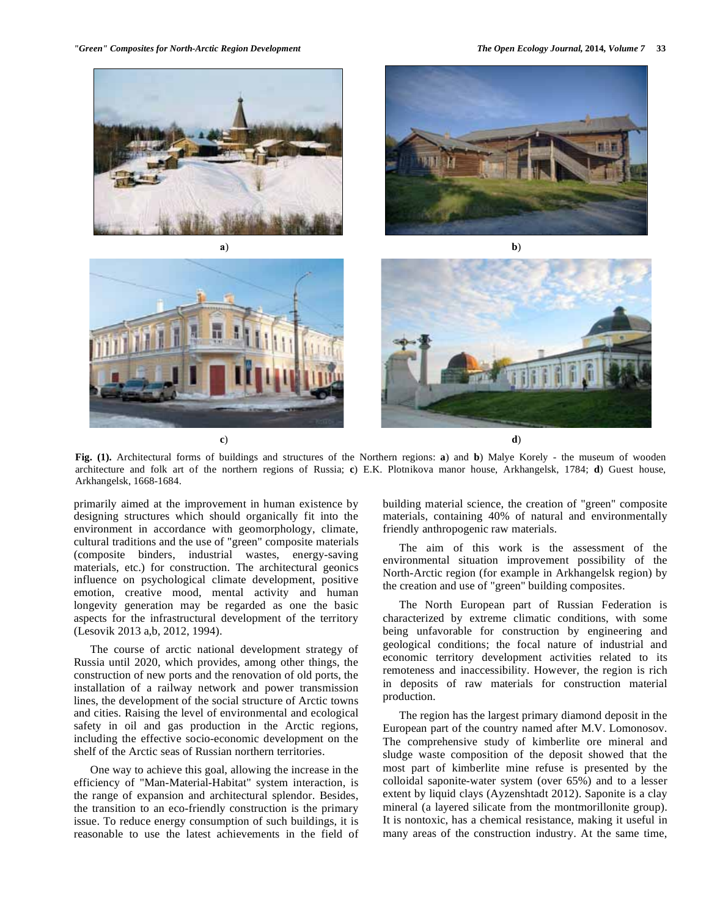**Fig. (1).** Architectural forms of buildings and structures of the Northern regions: **a**) and **b**) Malye Korely - the museum of wooden architecture and folk art of the northern regions of Russia; **c**) E.K. Plotnikova manor house, Arkhangelsk, 1784; **d**) Guest house, Arkhangelsk, 1668-1684.

primarily aimed at the improvement in human existence by designing structures which should organically fit into the environment in accordance with geomorphology, climate, cultural traditions and the use of "green" composite materials (composite binders, industrial wastes, energy-saving materials, etc.) for construction. The architectural geonics influence on psychological climate development, positive emotion, creative mood, mental activity and human longevity generation may be regarded as one the basic aspects for the infrastructural development of the territory (Lesovik 2013 a,b, 2012, 1994).

The course of arctic national development strategy of Russia until 2020, which provides, among other things, the construction of new ports and the renovation of old ports, the installation of a railway network and power transmission lines, the development of the social structure of Arctic towns and cities. Raising the level of environmental and ecological safety in oil and gas production in the Arctic regions, including the effective socio-economic development on the shelf of the Arctic seas of Russian northern territories.

One way to achieve this goal, allowing the increase in the efficiency of "Man-Material-Habitat" system interaction, is the range of expansion and architectural splendor. Besides, the transition to an eco-friendly construction is the primary issue. To reduce energy consumption of such buildings, it is reasonable to use the latest achievements in the field of building material science, the creation of "green" composite materials, containing 40% of natural and environmentally friendly anthropogenic raw materials.

The aim of this work is the assessment of the environmental situation improvement possibility of the North-Arctic region (for example in Arkhangelsk region) by the creation and use of "green" building composites.

The North European part of Russian Federation is characterized by extreme climatic conditions, with some being unfavorable for construction by engineering and geological conditions; the focal nature of industrial and economic territory development activities related to its remoteness and inaccessibility. However, the region is rich in deposits of raw materials for construction material production.

The region has the largest primary diamond deposit in the European part of the country named after M.V. Lomonosov. The comprehensive study of kimberlite ore mineral and sludge waste composition of the deposit showed that the most part of kimberlite mine refuse is presented by the colloidal saponite-water system (over 65%) and to a lesser extent by liquid clays (Ayzenshtadt 2012). Saponite is a clay mineral (a layered silicate from the montmorillonite group). It is nontoxic, has a chemical resistance, making it useful in many areas of the construction industry. At the same time,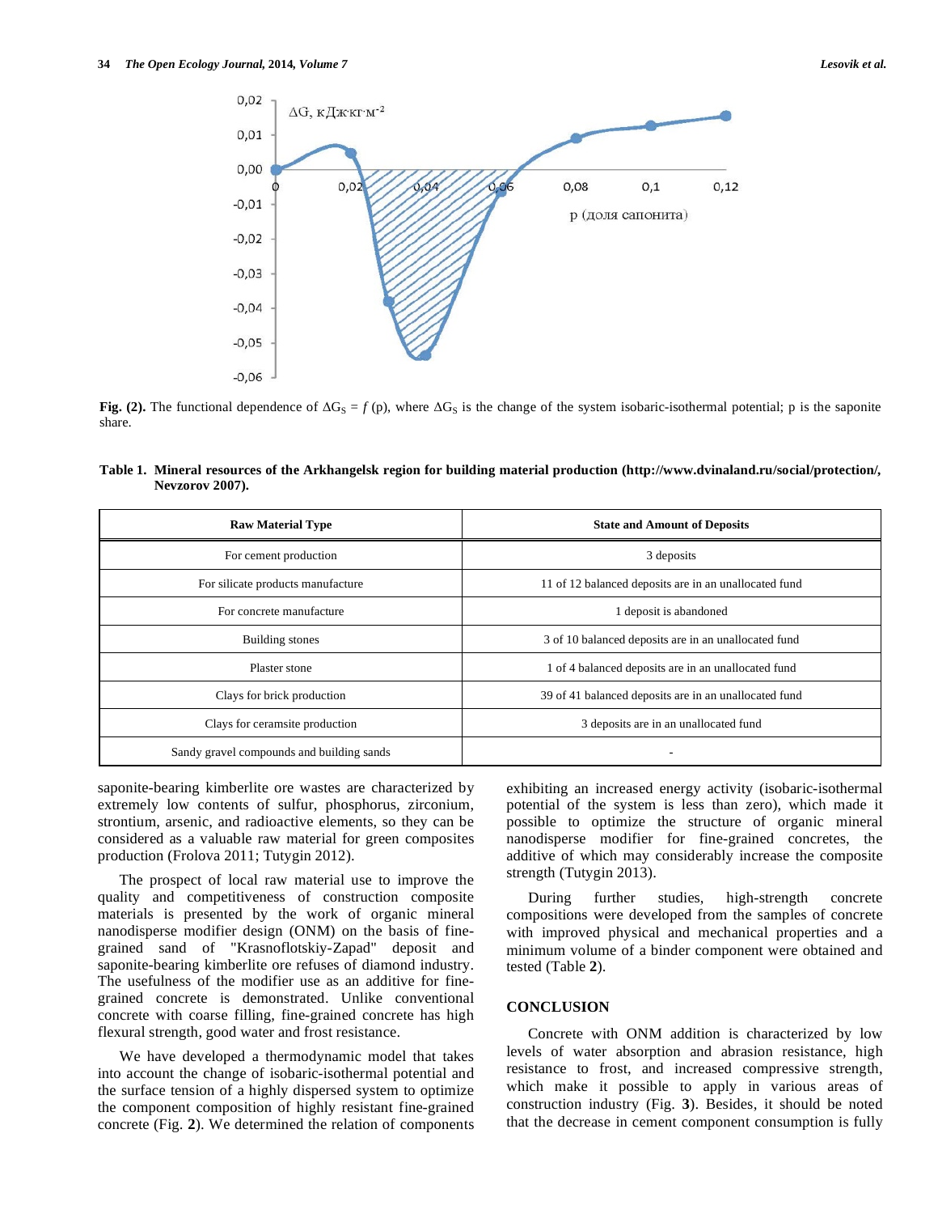**Fig. (2).** The functional dependence of $\Delta G_S = f(p)$, where $\Delta G_S$ is the change of the system isobaric-isothermal potential; p is the saponite share.

**Table 1. Mineral resources of the Arkhangelsk region for building material production (http://www.dvinaland.ru/social/protection/, Nevzorov 2007).**

| Raw Material Type | State and Amount of Deposits |
|---|---|
| For cement production | 3 deposits |
| For silicate products manufacture | 11 of 12 balanced deposits are in an unallocated fund |
| For concrete manufacture | 1 deposit is abandoned |
| Building stones | 3 of 10 balanced deposits are in an unallocated fund |
| Plaster stone | 1 of 4 balanced deposits are in an unallocated fund |
| Clays for brick production | 39 of 41 balanced deposits are in an unallocated fund |
| Clays for ceramsite production | 3 deposits are in an unallocated fund |
| Sandy gravel compounds and building sands | - |

saponite-bearing kimberlite ore wastes are characterized by extremely low contents of sulfur, phosphorus, zirconium, strontium, arsenic, and radioactive elements, so they can be considered as a valuable raw material for green composites production (Frolova 2011; Tutygin 2012).

The prospect of local raw material use to improve the quality and competitiveness of construction composite materials is presented by the work of organic mineral nanodisperse modifier design (ONM) on the basis of fine-grained sand of "Krasnoflotskiy-Zapad" deposit and saponite-bearing kimberlite ore refuses of diamond industry. The usefulness of the modifier use as an additive for fine-grained concrete is demonstrated. Unlike conventional concrete with coarse filling, fine-grained concrete has high flexural strength, good water and frost resistance.

We have developed a thermodynamic model that takes into account the change of isobaric-isothermal potential and the surface tension of a highly dispersed system to optimize the component composition of highly resistant fine-grained concrete (Fig. **2**). We determined the relation of components exhibiting an increased energy activity (isobaric-isothermal potential of the system is less than zero), which made it possible to optimize the structure of organic mineral nanodisperse modifier for fine-grained concretes, the additive of which may considerably increase the composite strength (Tutygin 2013).

During further studies, high-strength concrete compositions were developed from the samples of concrete with improved physical and mechanical properties and a minimum volume of a binder component were obtained and tested (Table **2**).

## CONCLUSION

Concrete with ONM addition is characterized by low levels of water absorption and abrasion resistance, high resistance to frost, and increased compressive strength, which make it possible to apply in various areas of construction industry (Fig. **3**). Besides, it should be noted that the decrease in cement component consumption is fully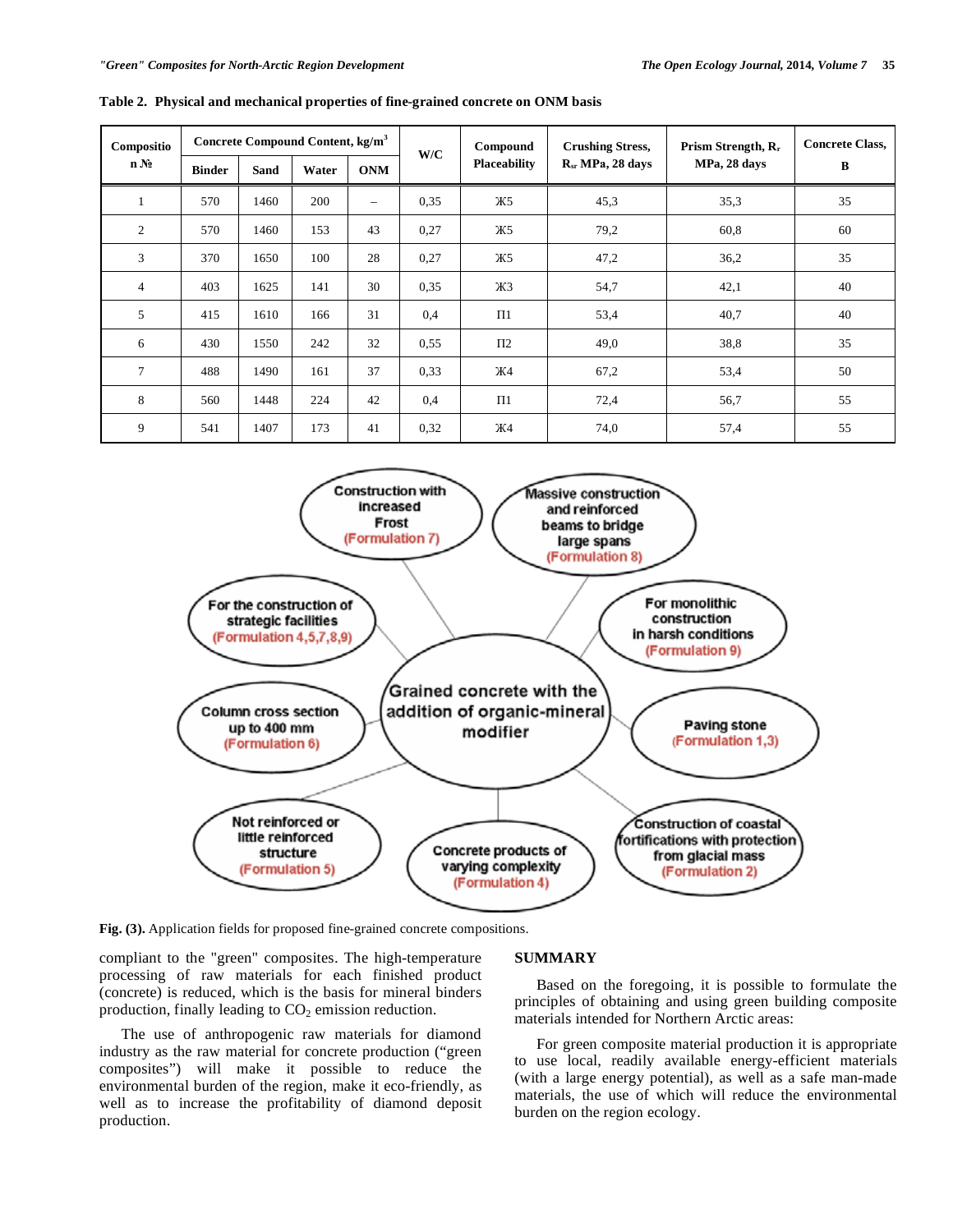**Table 2. Physical and mechanical properties of fine-grained concrete on ONM basis**

| Composition № | Concrete Compound Content, kg/m$^3$ | | | | W/C | Compound Placeability | Crushing Stress, $R_{sr}$ MPa, 28 days | Prism Strength, $R_r$ MPa, 28 days | Concrete Class, B |
|---|---|---|---|---|---|---|---|---|---|
| | Binder | Sand | Water | ONM | | | | | |
| 1 | 570 | 1460 | 200 | – | 0,35 | Ж5 | 45,3 | 35,3 | 35 |
| 2 | 570 | 1460 | 153 | 43 | 0,27 | Ж5 | 79,2 | 60,8 | 60 |
| 3 | 370 | 1650 | 100 | 28 | 0,27 | Ж5 | 47,2 | 36,2 | 35 |
| 4 | 403 | 1625 | 141 | 30 | 0,35 | Ж3 | 54,7 | 42,1 | 40 |
| 5 | 415 | 1610 | 166 | 31 | 0,4 | П1 | 53,4 | 40,7 | 40 |
| 6 | 430 | 1550 | 242 | 32 | 0,55 | П2 | 49,0 | 38,8 | 35 |
| 7 | 488 | 1490 | 161 | 37 | 0,33 | Ж4 | 67,2 | 53,4 | 50 |
| 8 | 560 | 1448 | 224 | 42 | 0,4 | П1 | 72,4 | 56,7 | 55 |
| 9 | 541 | 1407 | 173 | 41 | 0,32 | Ж4 | 74,0 | 57,4 | 55 |

**Fig. (3).** Application fields for proposed fine-grained concrete compositions.

compliant to the "green" composites. The high-temperature processing of raw materials for each finished product (concrete) is reduced, which is the basis for mineral binders production, finally leading to $CO_2$ emission reduction.

The use of anthropogenic raw materials for diamond industry as the raw material for concrete production ("green composites") will make it possible to reduce the environmental burden of the region, make it eco-friendly, as well as to increase the profitability of diamond deposit production.

## SUMMARY

Based on the foregoing, it is possible to formulate the principles of obtaining and using green building composite materials intended for Northern Arctic areas:

For green composite material production it is appropriate to use local, readily available energy-efficient materials (with a large energy potential), as well as a safe man-made materials, the use of which will reduce the environmental burden on the region ecology.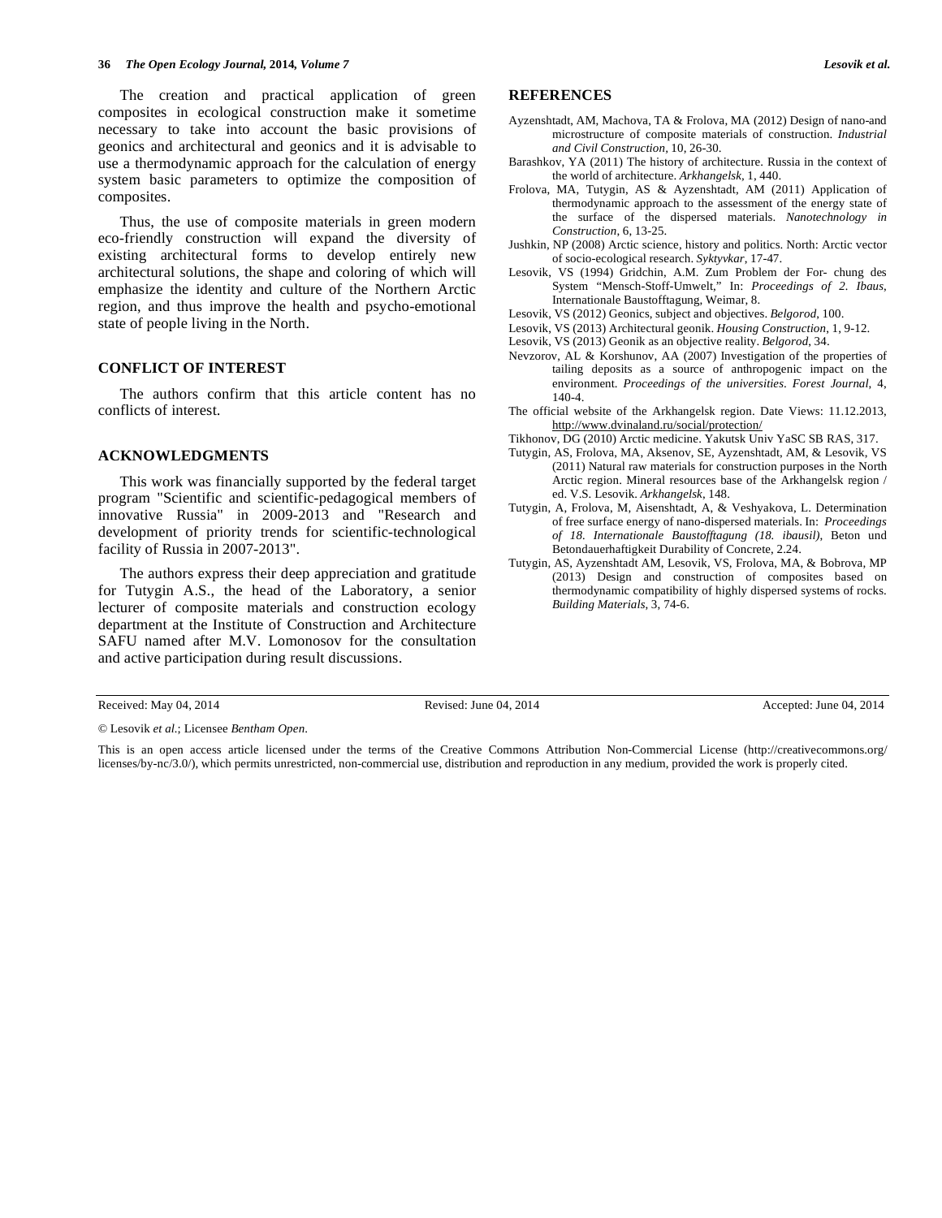The creation and practical application of green composites in ecological construction make it sometime necessary to take into account the basic provisions of geonics and architectural and geonics and it is advisable to use a thermodynamic approach for the calculation of energy system basic parameters to optimize the composition of composites.

Thus, the use of composite materials in green modern eco-friendly construction will expand the diversity of existing architectural forms to develop entirely new architectural solutions, the shape and coloring of which will emphasize the identity and culture of the Northern Arctic region, and thus improve the health and psycho-emotional state of people living in the North.

## CONFLICT OF INTEREST

The authors confirm that this article content has no conflicts of interest.

## ACKNOWLEDGMENTS

This work was financially supported by the federal target program "Scientific and scientific-pedagogical members of innovative Russia" in 2009-2013 and "Research and development of priority trends for scientific-technological facility of Russia in 2007-2013".

The authors express their deep appreciation and gratitude for Tutygin A.S., the head of the Laboratory, a senior lecturer of composite materials and construction ecology department at the Institute of Construction and Architecture SAFU named after M.V. Lomonosov for the consultation and active participation during result discussions.

## REFERENCES

Ayzenshtadt, AM, Machova, TA & Frolova, MA (2012) Design of nano-and microstructure of composite materials of construction. *Industrial and Civil Construction*, 10, 26-30.

Barashkov, YA (2011) The history of architecture. Russia in the context of the world of architecture. *Arkhangelsk*, 1, 440.

Frolova, MA, Tutygin, AS & Ayzenshtadt, AM (2011) Application of thermodynamic approach to the assessment of the energy state of the surface of the dispersed materials. *Nanotechnology in Construction*, 6, 13-25.

Jushkin, NP (2008) Arctic science, history and politics. North: Arctic vector of socio-ecological research. *Syktyvkar*, 17-47.

Lesovik, VS (1994) Gridchin, A.M. Zum Problem der For- chung des System "Mensch-Stoff-Umwelt," In: *Proceedings of 2. Ibaus*, Internationale Baustofftagung, Weimar, 8.

Lesovik, VS (2012) Geonics, subject and objectives. *Belgorod*, 100.

Lesovik, VS (2013) Architectural geonik. *Housing Construction*, 1, 9-12.

Lesovik, VS (2013) Geonik as an objective reality. *Belgorod*, 34.

Nevzorov, AL & Korshunov, AA (2007) Investigation of the properties of tailing deposits as a source of anthropogenic impact on the environment. *Proceedings of the universities. Forest Journal*, 4, 140-4.

The official website of the Arkhangelsk region. Date Views: 11.12.2013, http://www.dvinaland.ru/social/protection/

Tikhonov, DG (2010) Arctic medicine. Yakutsk Univ YaSC SB RAS, 317.

Tutygin, AS, Frolova, MA, Aksenov, SE, Ayzenshtadt, AM, & Lesovik, VS (2011) Natural raw materials for construction purposes in the North Arctic region. Mineral resources base of the Arkhangelsk region / ed. V.S. Lesovik. *Arkhangelsk*, 148.

Tutygin, A, Frolova, M, Aisenshtadt, A, & Veshyakova, L. Determination of free surface energy of nano-dispersed materials. In: *Proceedings of 18. Internationale Baustofftagung (18. ibausil)*, Beton und Betondauerhaftigkeit Durability of Concrete, 2.24.

Tutygin, AS, Ayzenshtadt AM, Lesovik, VS, Frolova, MA, & Bobrova, MP (2013) Design and construction of composites based on thermodynamic compatibility of highly dispersed systems of rocks. *Building Materials*, 3, 74-6.

Received: May 04, 2014 Revised: June 04, 2014 Accepted: June 04, 2014

© Lesovik *et al.*; Licensee *Bentham Open*.

This is an open access article licensed under the terms of the Creative Commons Attribution Non-Commercial License (http://creativecommons.org/licenses/by-nc/3.0/), which permits unrestricted, non-commercial use, distribution and reproduction in any medium, provided the work is properly cited.